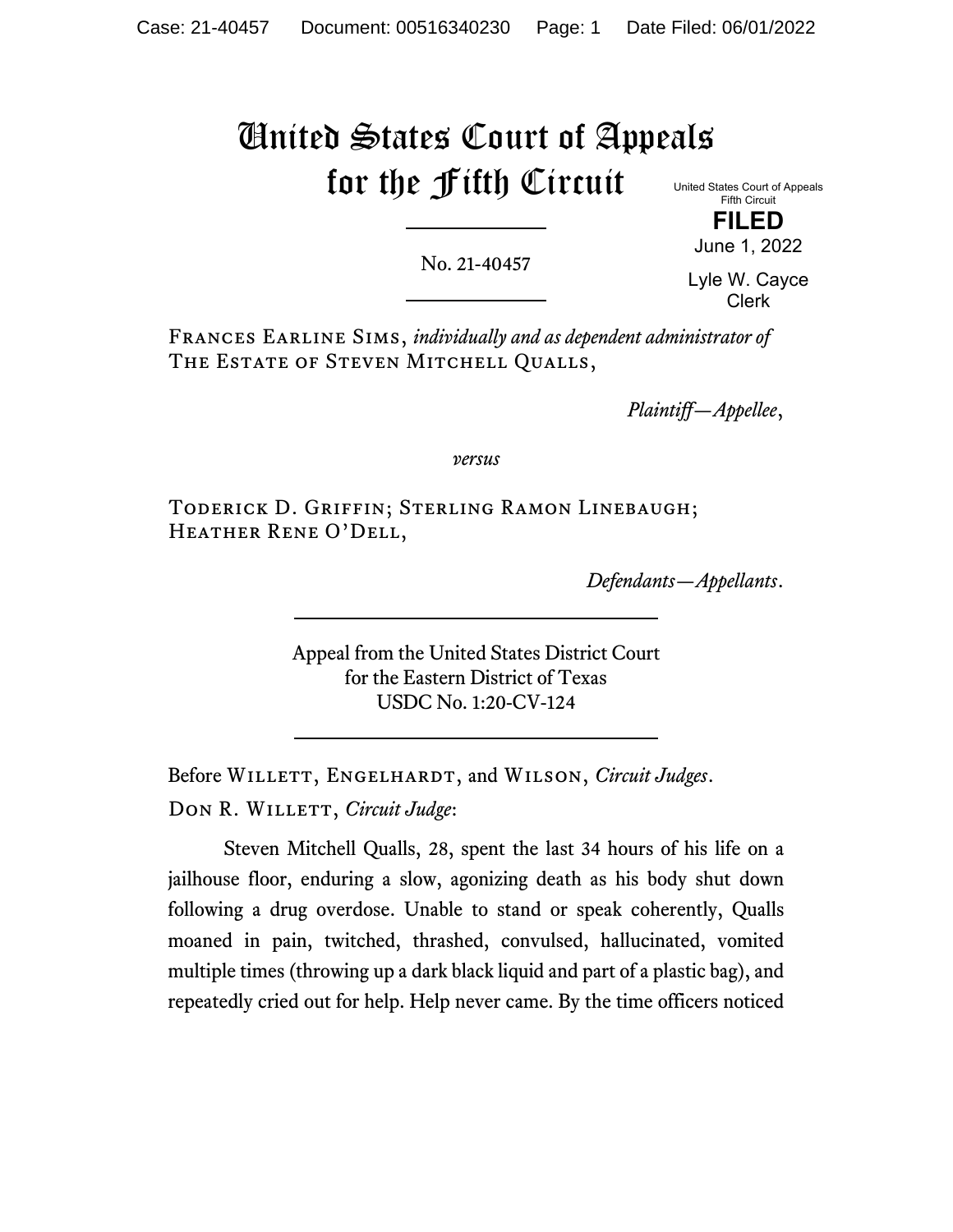# United States Court of Appeals for the Fifth Circuit

United States Court of Appeals
Fifth Circuit

**FILED**

June 1, 2022

Lyle W. Cayce
Clerk

No. 21-40457

---

Frances Earline Sims, *individually and as dependent administrator of* The Estate of Steven Mitchell Qualls,

*Plaintiff—Appellee*,

*versus*

Toderick D. Griffin; Sterling Ramon Linebaugh; Heather Rene O'Dell,

*Defendants—Appellants*.

---

Appeal from the United States District Court
for the Eastern District of Texas
USDC No. 1:20-CV-124

---

Before Willett, Engelhardt, and Wilson, *Circuit Judges*.

Don R. Willett, *Circuit Judge*:

Steven Mitchell Qualls, 28, spent the last 34 hours of his life on a jailhouse floor, enduring a slow, agonizing death as his body shut down following a drug overdose. Unable to stand or speak coherently, Qualls moaned in pain, twitched, thrashed, convulsed, hallucinated, vomited multiple times (throwing up a dark black liquid and part of a plastic bag), and repeatedly cried out for help. Help never came. By the time officers noticed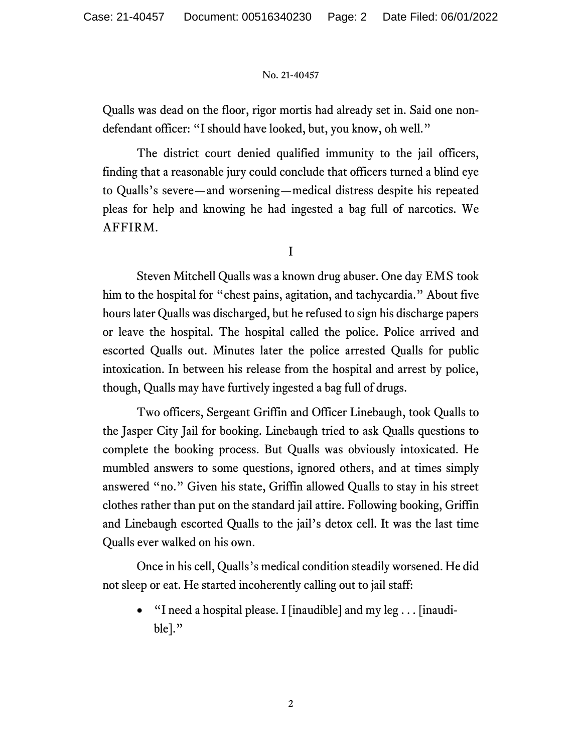Qualls was dead on the floor, rigor mortis had already set in. Said one non-defendant officer: "I should have looked, but, you know, oh well."

The district court denied qualified immunity to the jail officers, finding that a reasonable jury could conclude that officers turned a blind eye to Qualls's severe—and worsening—medical distress despite his repeated pleas for help and knowing he had ingested a bag full of narcotics. We AFFIRM.

## I

Steven Mitchell Qualls was a known drug abuser. One day EMS took him to the hospital for "chest pains, agitation, and tachycardia." About five hours later Qualls was discharged, but he refused to sign his discharge papers or leave the hospital. The hospital called the police. Police arrived and escorted Qualls out. Minutes later the police arrested Qualls for public intoxication. In between his release from the hospital and arrest by police, though, Qualls may have furtively ingested a bag full of drugs.

Two officers, Sergeant Griffin and Officer Linebaugh, took Qualls to the Jasper City Jail for booking. Linebaugh tried to ask Qualls questions to complete the booking process. But Qualls was obviously intoxicated. He mumbled answers to some questions, ignored others, and at times simply answered "no." Given his state, Griffin allowed Qualls to stay in his street clothes rather than put on the standard jail attire. Following booking, Griffin and Linebaugh escorted Qualls to the jail's detox cell. It was the last time Qualls ever walked on his own.

Once in his cell, Qualls's medical condition steadily worsened. He did not sleep or eat. He started incoherently calling out to jail staff:

- "I need a hospital please. I [inaudible] and my leg . . . [inaudible]."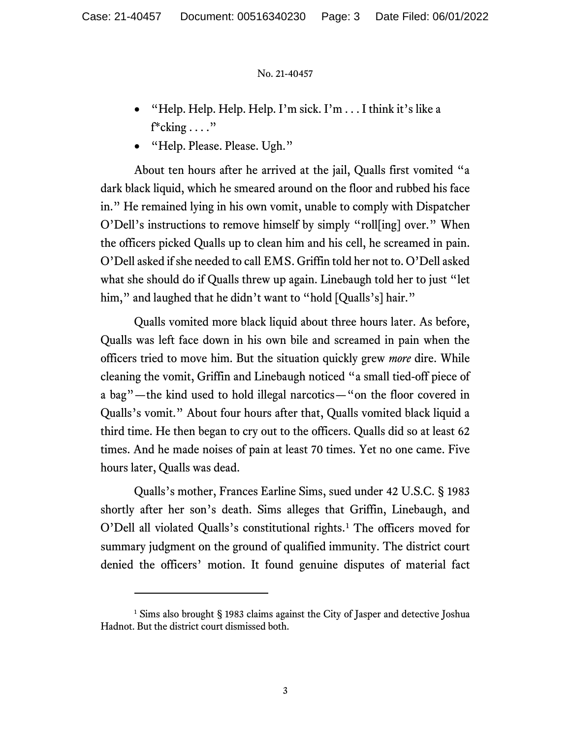- "Help. Help. Help. Help. I'm sick. I'm . . . I think it's like a f*cking . . . ."
- "Help. Please. Please. Ugh."

About ten hours after he arrived at the jail, Qualls first vomited "a dark black liquid, which he smeared around on the floor and rubbed his face in." He remained lying in his own vomit, unable to comply with Dispatcher O'Dell's instructions to remove himself by simply "roll[ing] over." When the officers picked Qualls up to clean him and his cell, he screamed in pain. O'Dell asked if she needed to call EMS. Griffin told her not to. O'Dell asked what she should do if Qualls threw up again. Linebaugh told her to just "let him," and laughed that he didn't want to "hold [Qualls's] hair."

Qualls vomited more black liquid about three hours later. As before, Qualls was left face down in his own bile and screamed in pain when the officers tried to move him. But the situation quickly grew *more* dire. While cleaning the vomit, Griffin and Linebaugh noticed "a small tied-off piece of a bag"—the kind used to hold illegal narcotics—"on the floor covered in Qualls's vomit." About four hours after that, Qualls vomited black liquid a third time. He then began to cry out to the officers. Qualls did so at least 62 times. And he made noises of pain at least 70 times. Yet no one came. Five hours later, Qualls was dead.

Qualls's mother, Frances Earline Sims, sued under 42 U.S.C. § 1983 shortly after her son's death. Sims alleges that Griffin, Linebaugh, and O'Dell all violated Qualls's constitutional rights.[1] The officers moved for summary judgment on the ground of qualified immunity. The district court denied the officers' motion. It found genuine disputes of material fact

---

[1] Sims also brought § 1983 claims against the City of Jasper and detective Joshua Hadnot. But the district court dismissed both.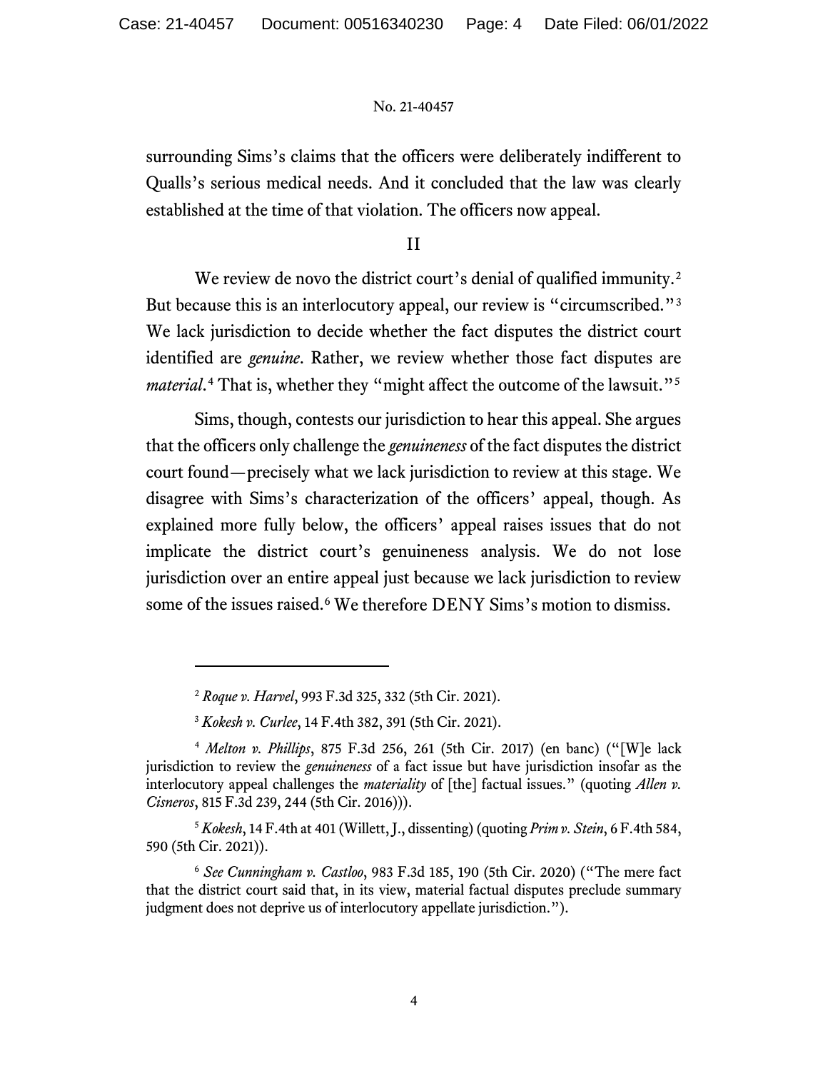surrounding Sims's claims that the officers were deliberately indifferent to Qualls's serious medical needs. And it concluded that the law was clearly established at the time of that violation. The officers now appeal.

## II

We review de novo the district court's denial of qualified immunity.[2] But because this is an interlocutory appeal, our review is "circumscribed."[3] We lack jurisdiction to decide whether the fact disputes the district court identified are *genuine*. Rather, we review whether those fact disputes are *material*.[4] That is, whether they "might affect the outcome of the lawsuit."[5]

Sims, though, contests our jurisdiction to hear this appeal. She argues that the officers only challenge the *genuineness* of the fact disputes the district court found—precisely what we lack jurisdiction to review at this stage. We disagree with Sims's characterization of the officers' appeal, though. As explained more fully below, the officers' appeal raises issues that do not implicate the district court's genuineness analysis. We do not lose jurisdiction over an entire appeal just because we lack jurisdiction to review some of the issues raised.[6] We therefore DENY Sims's motion to dismiss.

---

[2] *Roque v. Harvel*, 993 F.3d 325, 332 (5th Cir. 2021).

[3] *Kokesh v. Curlee*, 14 F.4th 382, 391 (5th Cir. 2021).

[4] *Melton v. Phillips*, 875 F.3d 256, 261 (5th Cir. 2017) (en banc) ("[W]e lack jurisdiction to review the *genuineness* of a fact issue but have jurisdiction insofar as the interlocutory appeal challenges the *materiality* of [the] factual issues." (quoting *Allen v. Cisneros*, 815 F.3d 239, 244 (5th Cir. 2016))).

[5] *Kokesh*, 14 F.4th at 401 (Willett, J., dissenting) (quoting *Prim v. Stein*, 6 F.4th 584, 590 (5th Cir. 2021)).

[6] *See Cunningham v. Castloo*, 983 F.3d 185, 190 (5th Cir. 2020) ("The mere fact that the district court said that, in its view, material factual disputes preclude summary judgment does not deprive us of interlocutory appellate jurisdiction.").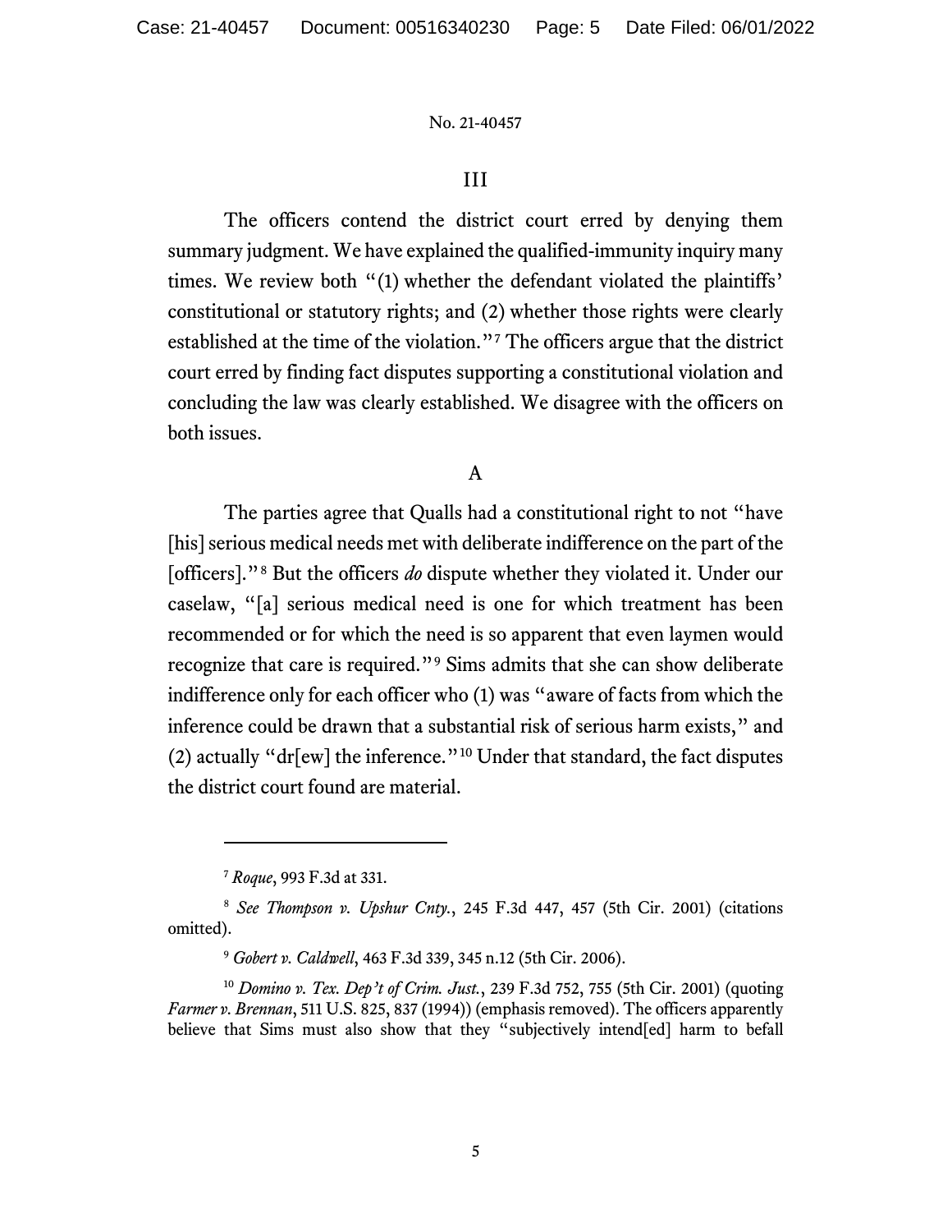## III

The officers contend the district court erred by denying them summary judgment. We have explained the qualified-immunity inquiry many times. We review both "(1) whether the defendant violated the plaintiffs' constitutional or statutory rights; and (2) whether those rights were clearly established at the time of the violation."[7] The officers argue that the district court erred by finding fact disputes supporting a constitutional violation and concluding the law was clearly established. We disagree with the officers on both issues.

### A

The parties agree that Qualls had a constitutional right to not "have [his] serious medical needs met with deliberate indifference on the part of the [officers]."[8] But the officers *do* dispute whether they violated it. Under our caselaw, "[a] serious medical need is one for which treatment has been recommended or for which the need is so apparent that even laymen would recognize that care is required."[9] Sims admits that she can show deliberate indifference only for each officer who (1) was "aware of facts from which the inference could be drawn that a substantial risk of serious harm exists," and (2) actually "dr[ew] the inference."[10] Under that standard, the fact disputes the district court found are material.

---

[7] *Roque*, 993 F.3d at 331.

[8] *See Thompson v. Upshur Cnty.*, 245 F.3d 447, 457 (5th Cir. 2001) (citations omitted).

[9] *Gobert v. Caldwell*, 463 F.3d 339, 345 n.12 (5th Cir. 2006).

[10] *Domino v. Tex. Dep't of Crim. Just.*, 239 F.3d 752, 755 (5th Cir. 2001) (quoting *Farmer v. Brennan*, 511 U.S. 825, 837 (1994)) (emphasis removed). The officers apparently believe that Sims must also show that they "subjectively intend[ed] harm to befall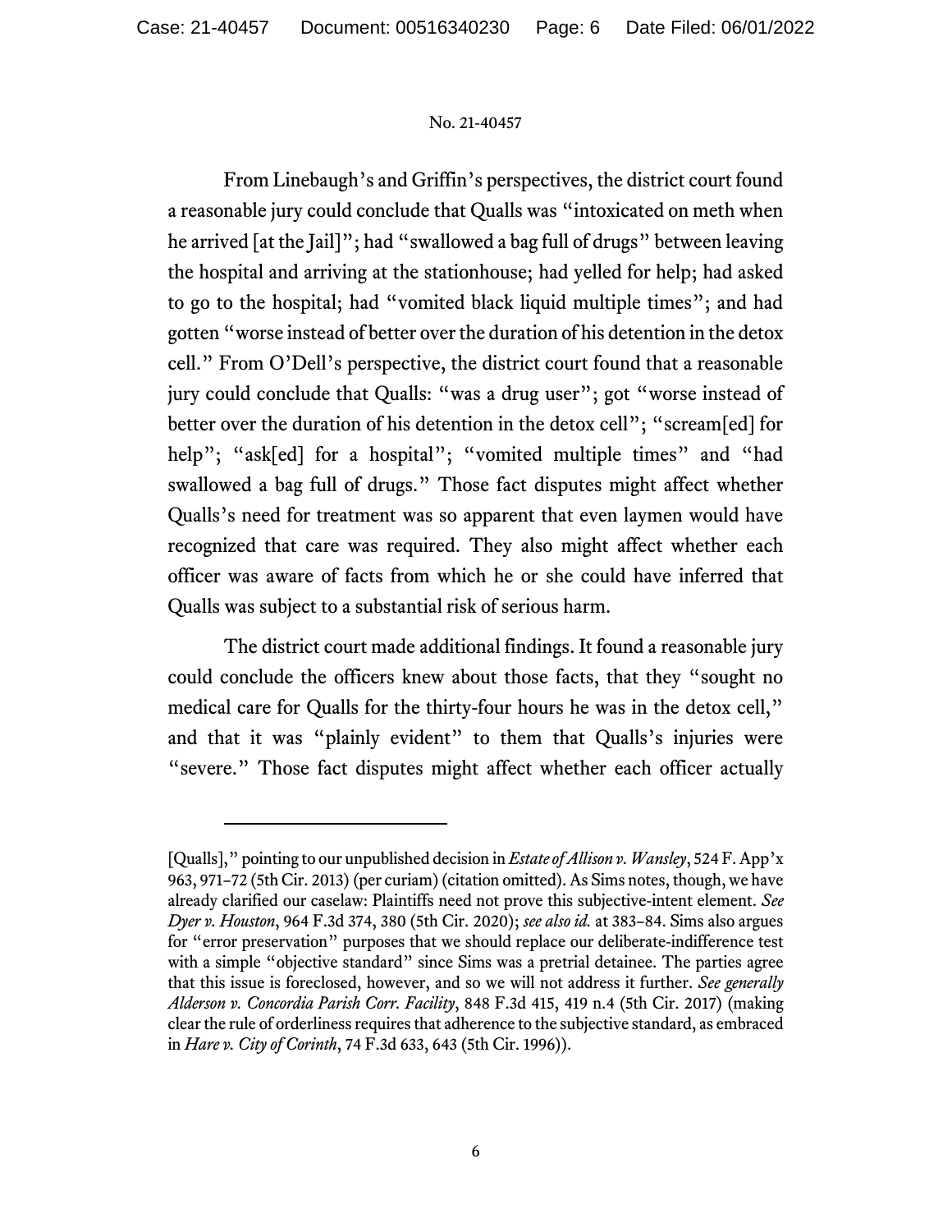From Linebaugh's and Griffin's perspectives, the district court found a reasonable jury could conclude that Qualls was "intoxicated on meth when he arrived [at the Jail]"; had "swallowed a bag full of drugs" between leaving the hospital and arriving at the stationhouse; had yelled for help; had asked to go to the hospital; had "vomited black liquid multiple times"; and had gotten "worse instead of better over the duration of his detention in the detox cell." From O'Dell's perspective, the district court found that a reasonable jury could conclude that Qualls: "was a drug user"; got "worse instead of better over the duration of his detention in the detox cell"; "scream[ed] for help"; "ask[ed] for a hospital"; "vomited multiple times" and "had swallowed a bag full of drugs." Those fact disputes might affect whether Qualls's need for treatment was so apparent that even laymen would have recognized that care was required. They also might affect whether each officer was aware of facts from which he or she could have inferred that Qualls was subject to a substantial risk of serious harm.

The district court made additional findings. It found a reasonable jury could conclude the officers knew about those facts, that they "sought no medical care for Qualls for the thirty-four hours he was in the detox cell," and that it was "plainly evident" to them that Qualls's injuries were "severe." Those fact disputes might affect whether each officer actually

---

[Qualls]," pointing to our unpublished decision in *Estate of Allison v. Wansley*, 524 F. App'x 963, 971–72 (5th Cir. 2013) (per curiam) (citation omitted). As Sims notes, though, we have already clarified our caselaw: Plaintiffs need not prove this subjective-intent element. *See Dyer v. Houston*, 964 F.3d 374, 380 (5th Cir. 2020); *see also id.* at 383–84. Sims also argues for "error preservation" purposes that we should replace our deliberate-indifference test with a simple "objective standard" since Sims was a pretrial detainee. The parties agree that this issue is foreclosed, however, and so we will not address it further. *See generally Alderson v. Concordia Parish Corr. Facility*, 848 F.3d 415, 419 n.4 (5th Cir. 2017) (making clear the rule of orderliness requires that adherence to the subjective standard, as embraced in *Hare v. City of Corinth*, 74 F.3d 633, 643 (5th Cir. 1996)).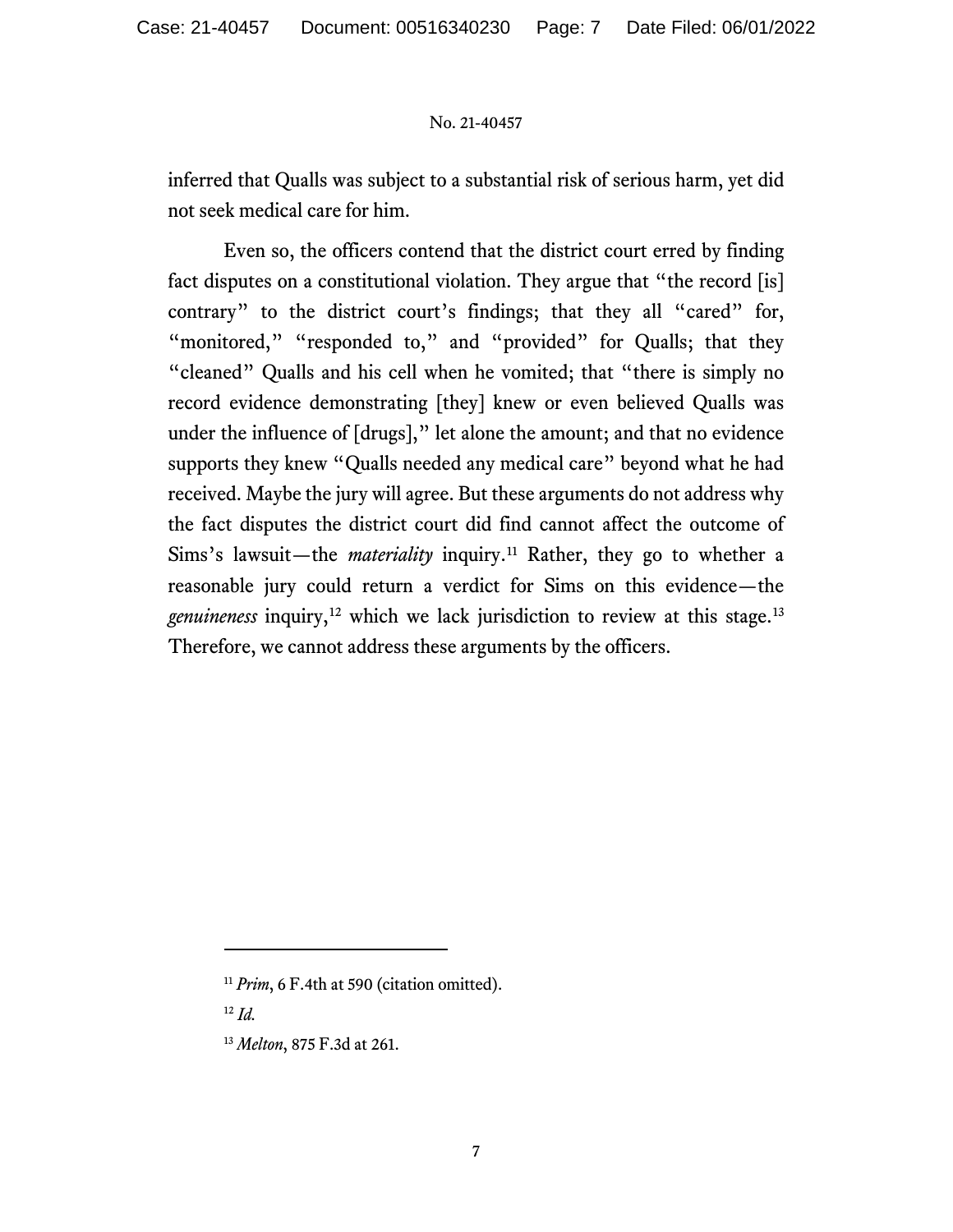inferred that Qualls was subject to a substantial risk of serious harm, yet did not seek medical care for him.

Even so, the officers contend that the district court erred by finding fact disputes on a constitutional violation. They argue that "the record [is] contrary" to the district court's findings; that they all "cared" for, "monitored," "responded to," and "provided" for Qualls; that they "cleaned" Qualls and his cell when he vomited; that "there is simply no record evidence demonstrating [they] knew or even believed Qualls was under the influence of [drugs]," let alone the amount; and that no evidence supports they knew "Qualls needed any medical care" beyond what he had received. Maybe the jury will agree. But these arguments do not address why the fact disputes the district court did find cannot affect the outcome of Sims's lawsuit—the *materiality* inquiry.[11] Rather, they go to whether a reasonable jury could return a verdict for Sims on this evidence—the *genuineness* inquiry,[12] which we lack jurisdiction to review at this stage.[13] Therefore, we cannot address these arguments by the officers.

---

[11] *Prim*, 6 F.4th at 590 (citation omitted).

[12] *Id.*

[13] *Melton*, 875 F.3d at 261.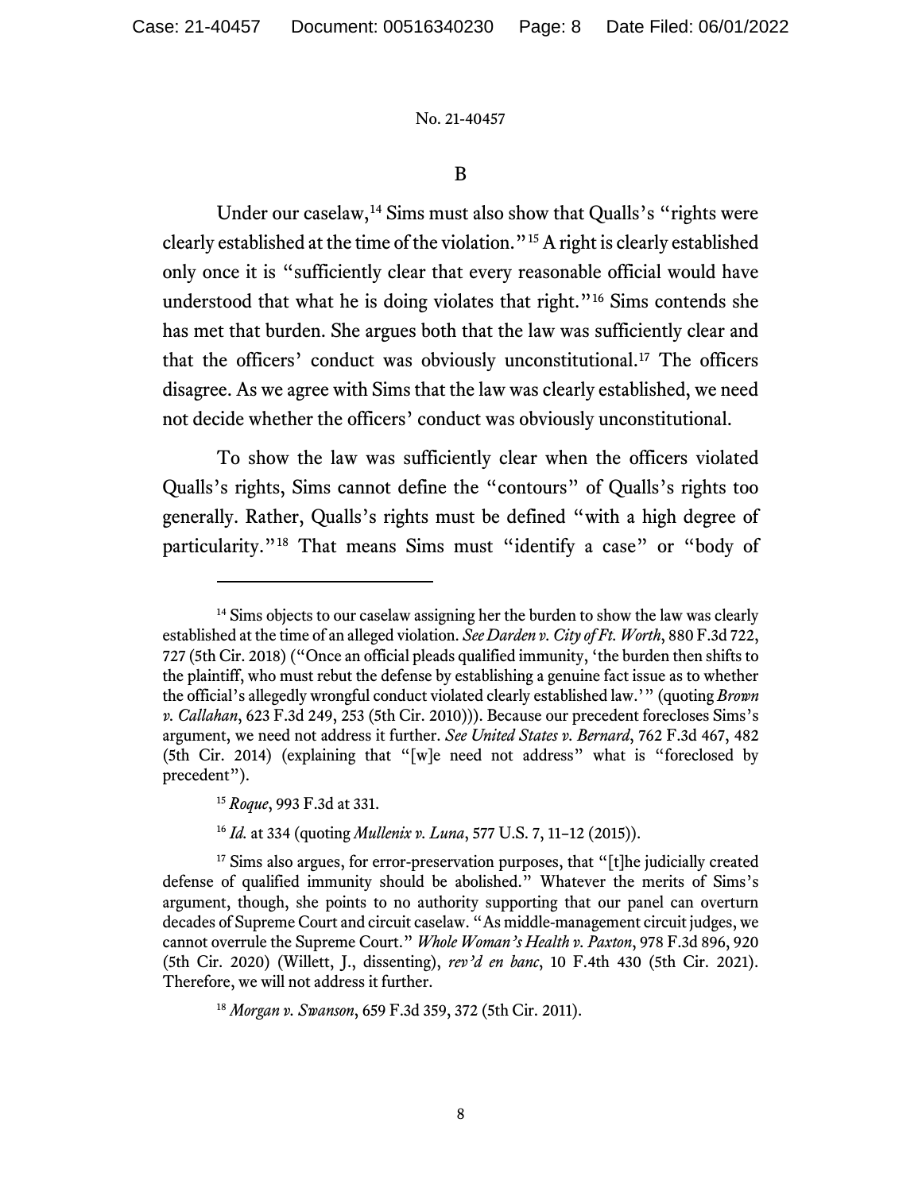B

Under our caselaw,[14] Sims must also show that Qualls's "rights were clearly established at the time of the violation."[15] A right is clearly established only once it is "sufficiently clear that every reasonable official would have understood that what he is doing violates that right."[16] Sims contends she has met that burden. She argues both that the law was sufficiently clear and that the officers' conduct was obviously unconstitutional.[17] The officers disagree. As we agree with Sims that the law was clearly established, we need not decide whether the officers' conduct was obviously unconstitutional.

To show the law was sufficiently clear when the officers violated Qualls's rights, Sims cannot define the "contours" of Qualls's rights too generally. Rather, Qualls's rights must be defined "with a high degree of particularity."[18] That means Sims must "identify a case" or "body of

---

[14] Sims objects to our caselaw assigning her the burden to show the law was clearly established at the time of an alleged violation. *See Darden v. City of Ft. Worth*, 880 F.3d 722, 727 (5th Cir. 2018) ("Once an official pleads qualified immunity, 'the burden then shifts to the plaintiff, who must rebut the defense by establishing a genuine fact issue as to whether the official's allegedly wrongful conduct violated clearly established law.'" (quoting *Brown v. Callahan*, 623 F.3d 249, 253 (5th Cir. 2010))). Because our precedent forecloses Sims's argument, we need not address it further. *See United States v. Bernard*, 762 F.3d 467, 482 (5th Cir. 2014) (explaining that "[w]e need not address" what is "foreclosed by precedent").

[15] *Roque*, 993 F.3d at 331.

[16] *Id.* at 334 (quoting *Mullenix v. Luna*, 577 U.S. 7, 11–12 (2015)).

[17] Sims also argues, for error-preservation purposes, that "[t]he judicially created defense of qualified immunity should be abolished." Whatever the merits of Sims's argument, though, she points to no authority supporting that our panel can overturn decades of Supreme Court and circuit caselaw. "As middle-management circuit judges, we cannot overrule the Supreme Court." *Whole Woman's Health v. Paxton*, 978 F.3d 896, 920 (5th Cir. 2020) (Willett, J., dissenting), *rev'd en banc*, 10 F.4th 430 (5th Cir. 2021). Therefore, we will not address it further.

[18] *Morgan v. Swanson*, 659 F.3d 359, 372 (5th Cir. 2011).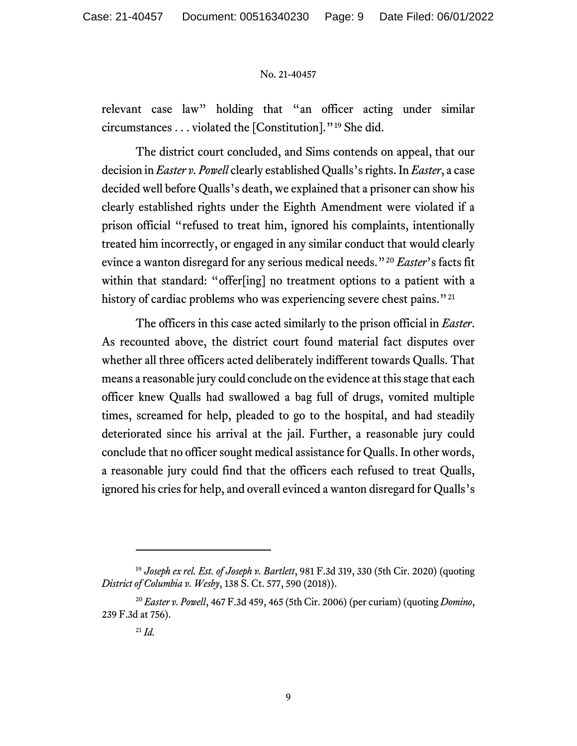relevant case law" holding that "an officer acting under similar circumstances . . . violated the [Constitution]."[19] She did.

The district court concluded, and Sims contends on appeal, that our decision in *Easter v. Powell* clearly established Qualls's rights. In *Easter*, a case decided well before Qualls's death, we explained that a prisoner can show his clearly established rights under the Eighth Amendment were violated if a prison official "refused to treat him, ignored his complaints, intentionally treated him incorrectly, or engaged in any similar conduct that would clearly evince a wanton disregard for any serious medical needs."[20] *Easter*'s facts fit within that standard: "offer[ing] no treatment options to a patient with a history of cardiac problems who was experiencing severe chest pains."[21]

The officers in this case acted similarly to the prison official in *Easter*. As recounted above, the district court found material fact disputes over whether all three officers acted deliberately indifferent towards Qualls. That means a reasonable jury could conclude on the evidence at this stage that each officer knew Qualls had swallowed a bag full of drugs, vomited multiple times, screamed for help, pleaded to go to the hospital, and had steadily deteriorated since his arrival at the jail. Further, a reasonable jury could conclude that no officer sought medical assistance for Qualls. In other words, a reasonable jury could find that the officers each refused to treat Qualls, ignored his cries for help, and overall evinced a wanton disregard for Qualls's

---

[19] *Joseph ex rel. Est. of Joseph v. Bartlett*, 981 F.3d 319, 330 (5th Cir. 2020) (quoting *District of Columbia v. Wesby*, 138 S. Ct. 577, 590 (2018)).

[20] *Easter v. Powell*, 467 F.3d 459, 465 (5th Cir. 2006) (per curiam) (quoting *Domino*, 239 F.3d at 756).

[21] *Id.*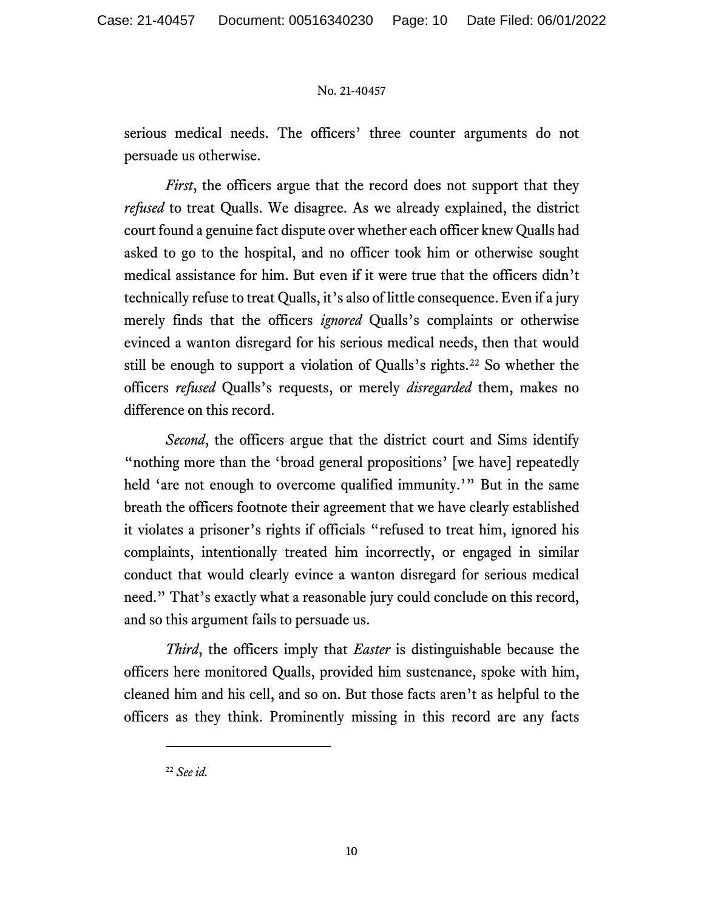serious medical needs. The officers' three counter arguments do not persuade us otherwise.

*First*, the officers argue that the record does not support that they *refused* to treat Qualls. We disagree. As we already explained, the district court found a genuine fact dispute over whether each officer knew Qualls had asked to go to the hospital, and no officer took him or otherwise sought medical assistance for him. But even if it were true that the officers didn't technically refuse to treat Qualls, it's also of little consequence. Even if a jury merely finds that the officers *ignored* Qualls's complaints or otherwise evinced a wanton disregard for his serious medical needs, then that would still be enough to support a violation of Qualls's rights.[22] So whether the officers *refused* Qualls's requests, or merely *disregarded* them, makes no difference on this record.

*Second*, the officers argue that the district court and Sims identify "nothing more than the 'broad general propositions' [we have] repeatedly held 'are not enough to overcome qualified immunity.'" But in the same breath the officers footnote their agreement that we have clearly established it violates a prisoner's rights if officials "refused to treat him, ignored his complaints, intentionally treated him incorrectly, or engaged in similar conduct that would clearly evince a wanton disregard for serious medical need." That's exactly what a reasonable jury could conclude on this record, and so this argument fails to persuade us.

*Third*, the officers imply that *Easter* is distinguishable because the officers here monitored Qualls, provided him sustenance, spoke with him, cleaned him and his cell, and so on. But those facts aren't as helpful to the officers as they think. Prominently missing in this record are any facts

---

[22] *See id.*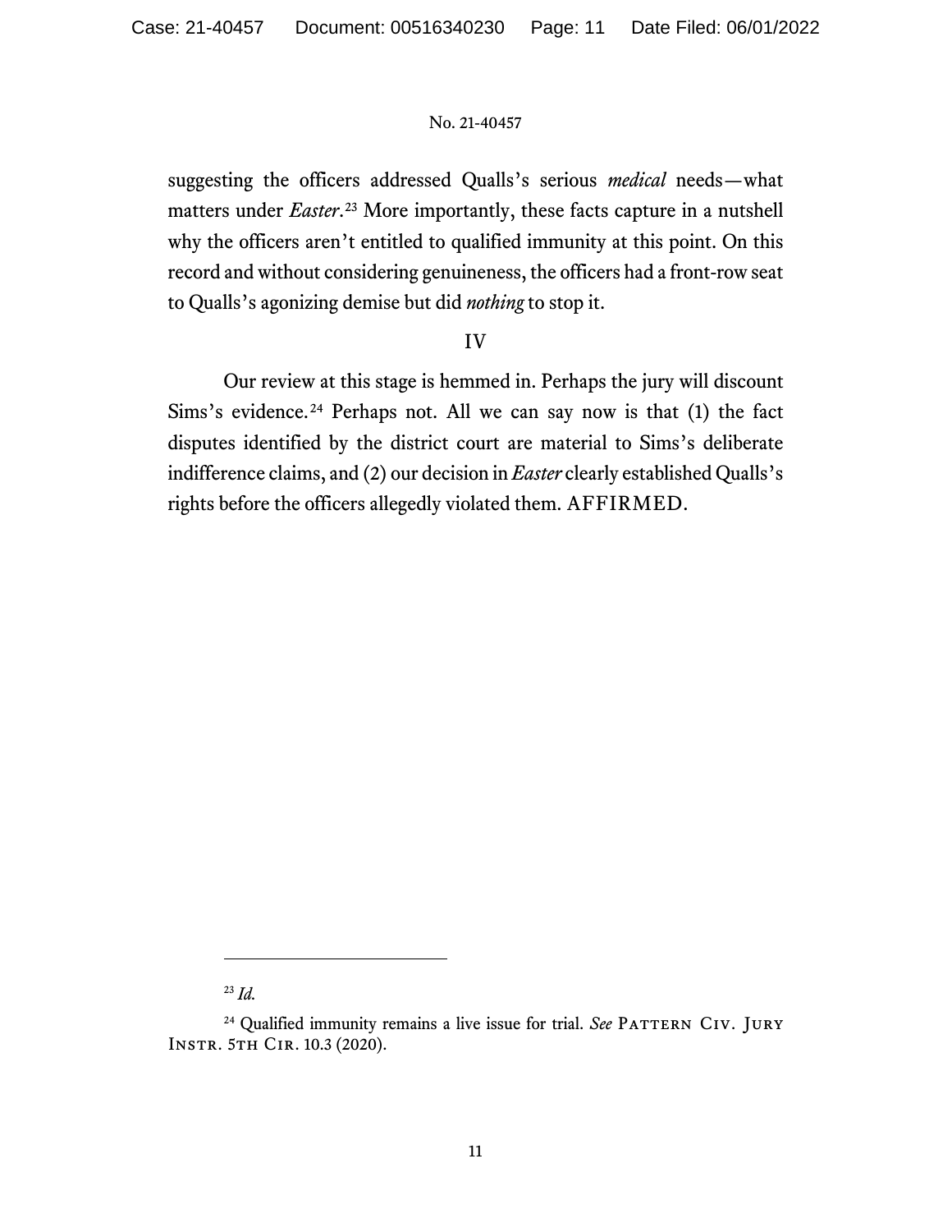suggesting the officers addressed Qualls's serious *medical* needs—what matters under *Easter*.[23] More importantly, these facts capture in a nutshell why the officers aren't entitled to qualified immunity at this point. On this record and without considering genuineness, the officers had a front-row seat to Qualls's agonizing demise but did *nothing* to stop it.

## IV

Our review at this stage is hemmed in. Perhaps the jury will discount Sims's evidence.[24] Perhaps not. All we can say now is that (1) the fact disputes identified by the district court are material to Sims's deliberate indifference claims, and (2) our decision in *Easter* clearly established Qualls's rights before the officers allegedly violated them. AFFIRMED.

---

[23] *Id.*

[24] Qualified immunity remains a live issue for trial. *See* Pattern Civ. Jury Instr. 5th Cir. 10.3 (2020).